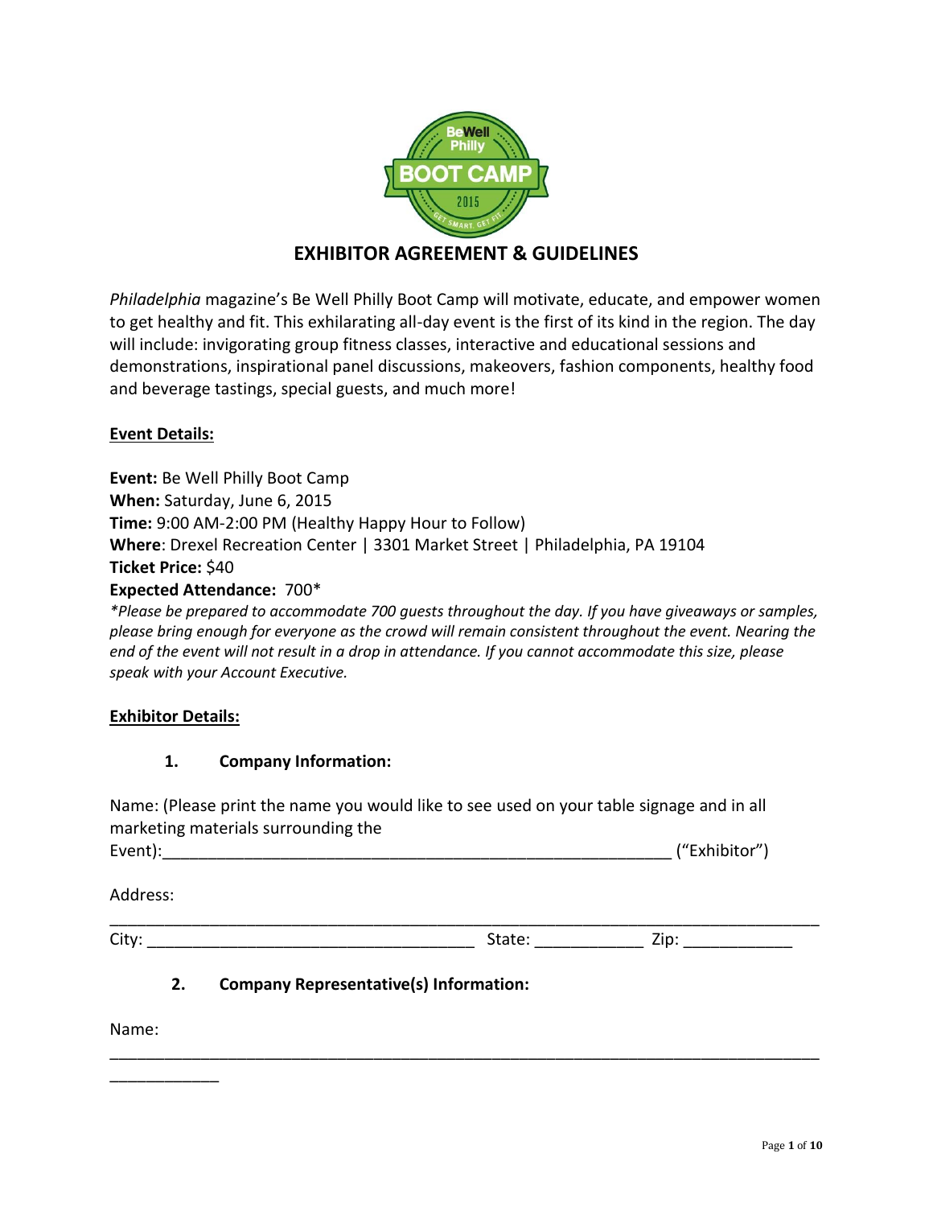# EXHIBITOR AGREEMENT & GUIDELINES

*Philadelphia* magazine's Be Well Philly Boot Camp will motivate, educate, and empower women to get healthy and fit. This exhilarating all-day event is the first of its kind in the region. The day will include: invigorating group fitness classes, interactive and educational sessions and demonstrations, inspirational panel discussions, makeovers, fashion components, healthy food and beverage tastings, special guests, and much more!

## Event Details:

**Event:** Be Well Philly Boot Camp
**When:** Saturday, June 6, 2015
**Time:** 9:00 AM-2:00 PM (Healthy Happy Hour to Follow)
**Where**: Drexel Recreation Center | 3301 Market Street | Philadelphia, PA 19104
**Ticket Price:** $40
**Expected Attendance:** 700*

*\*Please be prepared to accommodate 700 guests throughout the day. If you have giveaways or samples, please bring enough for everyone as the crowd will remain consistent throughout the event. Nearing the end of the event will not result in a drop in attendance. If you cannot accommodate this size, please speak with your Account Executive.*

## Exhibitor Details:

### 1. Company Information:

Name: (Please print the name you would like to see used on your table signage and in all marketing materials surrounding the Event):_________________________________________________________ ("Exhibitor")

Address: ___________________________________________________________________________

City: ____________________________________ State: ____________ Zip: ____________

### 2. Company Representative(s) Information:

Name: _______________________________________________________________________________ ____________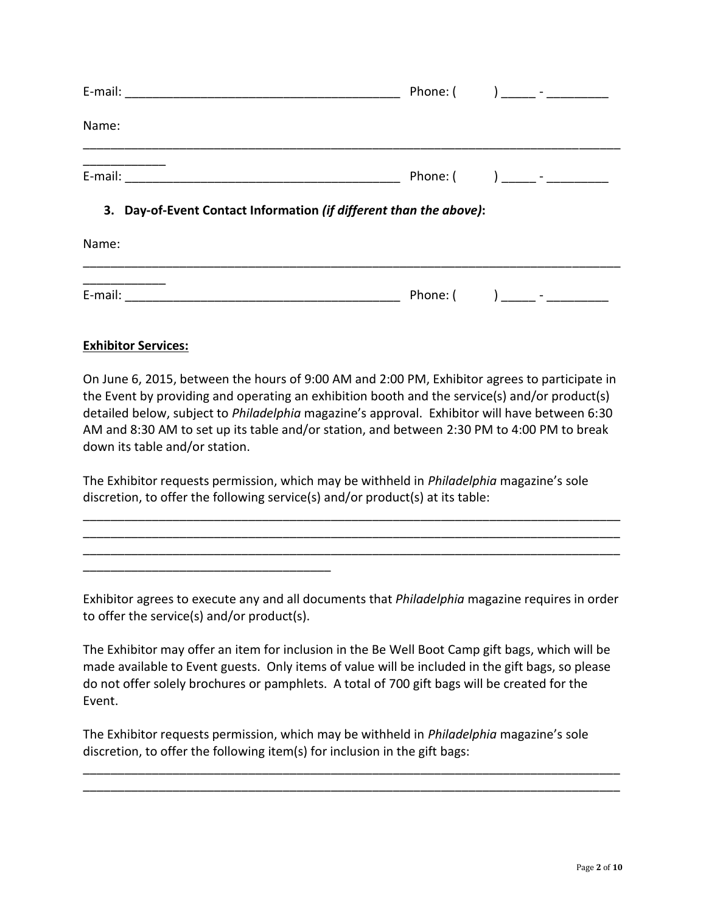E-mail: _________________________________________ Phone: (     ) _____ - _________

Name: ________________________________________________________________________________
____________

E-mail: _________________________________________ Phone: (     ) _____ - _________

3. **Day-of-Event Contact Information *(if different than the above)*:**

Name: ________________________________________________________________________________
____________

E-mail: _________________________________________ Phone: (     ) _____ - _________

**Exhibitor Services:**

On June 6, 2015, between the hours of 9:00 AM and 2:00 PM, Exhibitor agrees to participate in the Event by providing and operating an exhibition booth and the service(s) and/or product(s) detailed below, subject to *Philadelphia* magazine's approval. Exhibitor will have between 6:30 AM and 8:30 AM to set up its table and/or station, and between 2:30 PM to 4:00 PM to break down its table and/or station.

The Exhibitor requests permission, which may be withheld in *Philadelphia* magazine's sole discretion, to offer the following service(s) and/or product(s) at its table:

________________________________________________________________________________
________________________________________________________________________________
________________________________________________________________________________
______________________________________

Exhibitor agrees to execute any and all documents that *Philadelphia* magazine requires in order to offer the service(s) and/or product(s).

The Exhibitor may offer an item for inclusion in the Be Well Boot Camp gift bags, which will be made available to Event guests. Only items of value will be included in the gift bags, so please do not offer solely brochures or pamphlets. A total of 700 gift bags will be created for the Event.

The Exhibitor requests permission, which may be withheld in *Philadelphia* magazine's sole discretion, to offer the following item(s) for inclusion in the gift bags:

________________________________________________________________________________
________________________________________________________________________________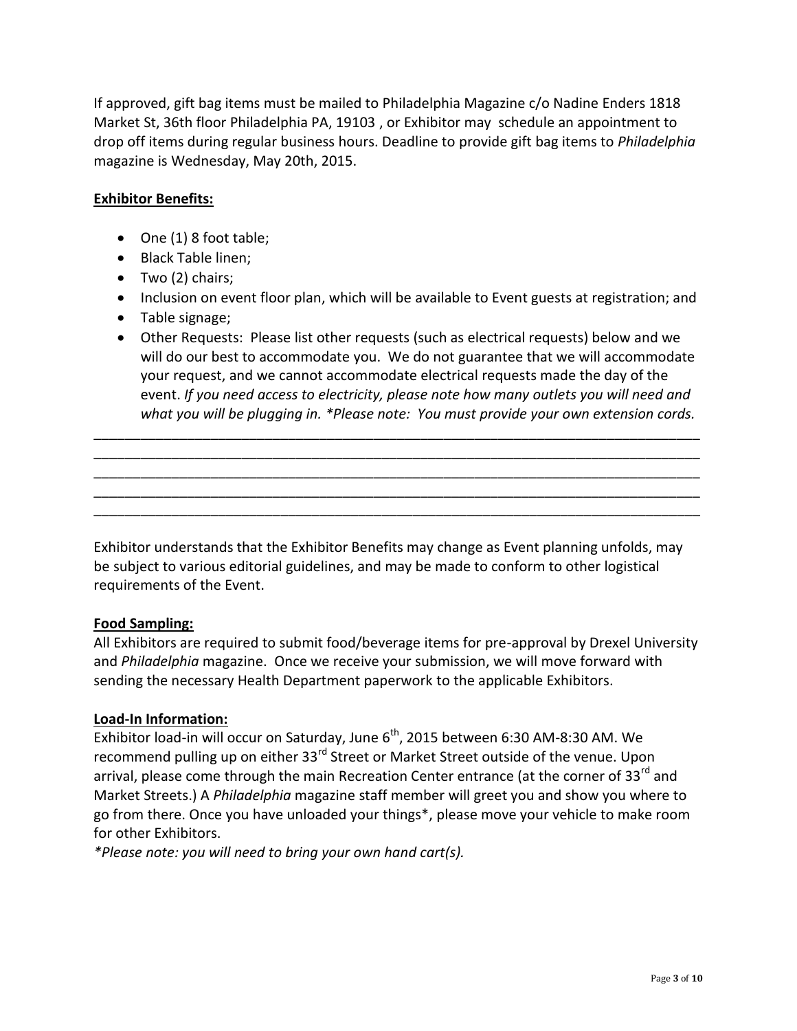If approved, gift bag items must be mailed to Philadelphia Magazine c/o Nadine Enders 1818 Market St, 36th floor Philadelphia PA, 19103 , or Exhibitor may schedule an appointment to drop off items during regular business hours. Deadline to provide gift bag items to *Philadelphia* magazine is Wednesday, May 20th, 2015.

**Exhibitor Benefits:**

- One (1) 8 foot table;
- Black Table linen;
- Two (2) chairs;
- Inclusion on event floor plan, which will be available to Event guests at registration; and
- Table signage;
- Other Requests: Please list other requests (such as electrical requests) below and we will do our best to accommodate you. We do not guarantee that we will accommodate your request, and we cannot accommodate electrical requests made the day of the event. *If you need access to electricity, please note how many outlets you will need and what you will be plugging in. *Please note: You must provide your own extension cords.*

________________________________________________________________________________
________________________________________________________________________________
________________________________________________________________________________
________________________________________________________________________________
________________________________________________________________________________

Exhibitor understands that the Exhibitor Benefits may change as Event planning unfolds, may be subject to various editorial guidelines, and may be made to conform to other logistical requirements of the Event.

**Food Sampling:**

All Exhibitors are required to submit food/beverage items for pre-approval by Drexel University and *Philadelphia* magazine. Once we receive your submission, we will move forward with sending the necessary Health Department paperwork to the applicable Exhibitors.

**Load-In Information:**

Exhibitor load-in will occur on Saturday, June 6th, 2015 between 6:30 AM-8:30 AM. We recommend pulling up on either 33rd Street or Market Street outside of the venue. Upon arrival, please come through the main Recreation Center entrance (at the corner of 33rd and Market Streets.) A *Philadelphia* magazine staff member will greet you and show you where to go from there. Once you have unloaded your things*, please move your vehicle to make room for other Exhibitors.

**Please note: you will need to bring your own hand cart(s).*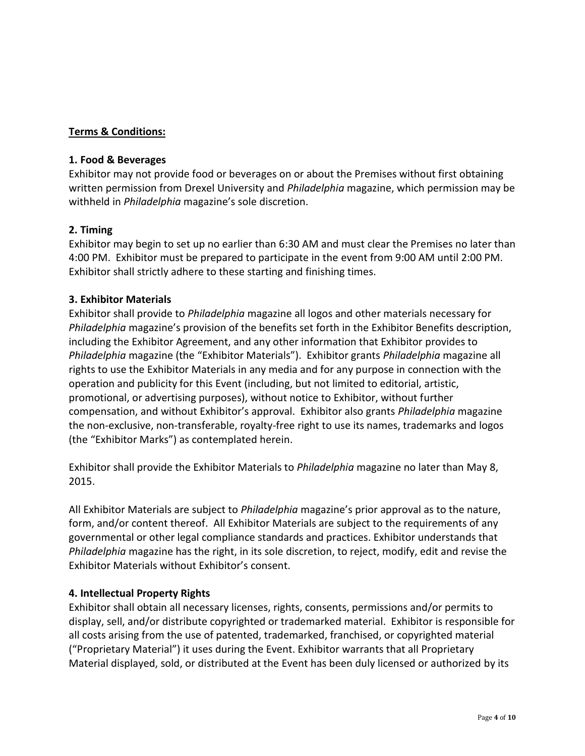**Terms & Conditions:**

**1. Food & Beverages**

Exhibitor may not provide food or beverages on or about the Premises without first obtaining written permission from Drexel University and *Philadelphia* magazine, which permission may be withheld in *Philadelphia* magazine's sole discretion.

**2. Timing**

Exhibitor may begin to set up no earlier than 6:30 AM and must clear the Premises no later than 4:00 PM. Exhibitor must be prepared to participate in the event from 9:00 AM until 2:00 PM. Exhibitor shall strictly adhere to these starting and finishing times.

**3. Exhibitor Materials**

Exhibitor shall provide to *Philadelphia* magazine all logos and other materials necessary for *Philadelphia* magazine's provision of the benefits set forth in the Exhibitor Benefits description, including the Exhibitor Agreement, and any other information that Exhibitor provides to *Philadelphia* magazine (the "Exhibitor Materials"). Exhibitor grants *Philadelphia* magazine all rights to use the Exhibitor Materials in any media and for any purpose in connection with the operation and publicity for this Event (including, but not limited to editorial, artistic, promotional, or advertising purposes), without notice to Exhibitor, without further compensation, and without Exhibitor's approval. Exhibitor also grants *Philadelphia* magazine the non-exclusive, non-transferable, royalty-free right to use its names, trademarks and logos (the "Exhibitor Marks") as contemplated herein.

Exhibitor shall provide the Exhibitor Materials to *Philadelphia* magazine no later than May 8, 2015.

All Exhibitor Materials are subject to *Philadelphia* magazine's prior approval as to the nature, form, and/or content thereof. All Exhibitor Materials are subject to the requirements of any governmental or other legal compliance standards and practices. Exhibitor understands that *Philadelphia* magazine has the right, in its sole discretion, to reject, modify, edit and revise the Exhibitor Materials without Exhibitor's consent.

**4. Intellectual Property Rights**

Exhibitor shall obtain all necessary licenses, rights, consents, permissions and/or permits to display, sell, and/or distribute copyrighted or trademarked material. Exhibitor is responsible for all costs arising from the use of patented, trademarked, franchised, or copyrighted material ("Proprietary Material") it uses during the Event. Exhibitor warrants that all Proprietary Material displayed, sold, or distributed at the Event has been duly licensed or authorized by its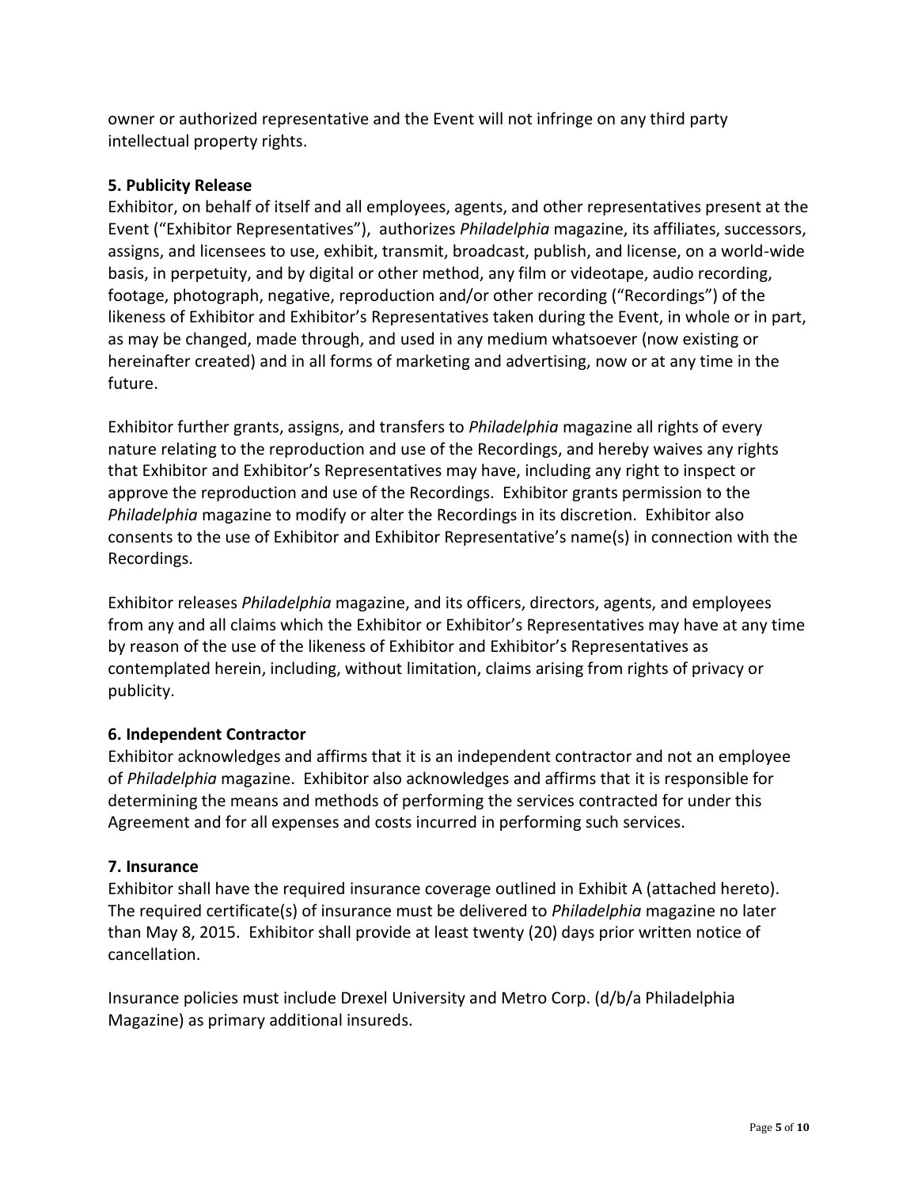owner or authorized representative and the Event will not infringe on any third party intellectual property rights.

**5. Publicity Release**

Exhibitor, on behalf of itself and all employees, agents, and other representatives present at the Event ("Exhibitor Representatives"), authorizes *Philadelphia* magazine, its affiliates, successors, assigns, and licensees to use, exhibit, transmit, broadcast, publish, and license, on a world-wide basis, in perpetuity, and by digital or other method, any film or videotape, audio recording, footage, photograph, negative, reproduction and/or other recording ("Recordings") of the likeness of Exhibitor and Exhibitor's Representatives taken during the Event, in whole or in part, as may be changed, made through, and used in any medium whatsoever (now existing or hereinafter created) and in all forms of marketing and advertising, now or at any time in the future.

Exhibitor further grants, assigns, and transfers to *Philadelphia* magazine all rights of every nature relating to the reproduction and use of the Recordings, and hereby waives any rights that Exhibitor and Exhibitor's Representatives may have, including any right to inspect or approve the reproduction and use of the Recordings. Exhibitor grants permission to the *Philadelphia* magazine to modify or alter the Recordings in its discretion. Exhibitor also consents to the use of Exhibitor and Exhibitor Representative's name(s) in connection with the Recordings.

Exhibitor releases *Philadelphia* magazine, and its officers, directors, agents, and employees from any and all claims which the Exhibitor or Exhibitor's Representatives may have at any time by reason of the use of the likeness of Exhibitor and Exhibitor's Representatives as contemplated herein, including, without limitation, claims arising from rights of privacy or publicity.

**6. Independent Contractor**

Exhibitor acknowledges and affirms that it is an independent contractor and not an employee of *Philadelphia* magazine. Exhibitor also acknowledges and affirms that it is responsible for determining the means and methods of performing the services contracted for under this Agreement and for all expenses and costs incurred in performing such services.

**7. Insurance**

Exhibitor shall have the required insurance coverage outlined in Exhibit A (attached hereto). The required certificate(s) of insurance must be delivered to *Philadelphia* magazine no later than May 8, 2015. Exhibitor shall provide at least twenty (20) days prior written notice of cancellation.

Insurance policies must include Drexel University and Metro Corp. (d/b/a Philadelphia Magazine) as primary additional insureds.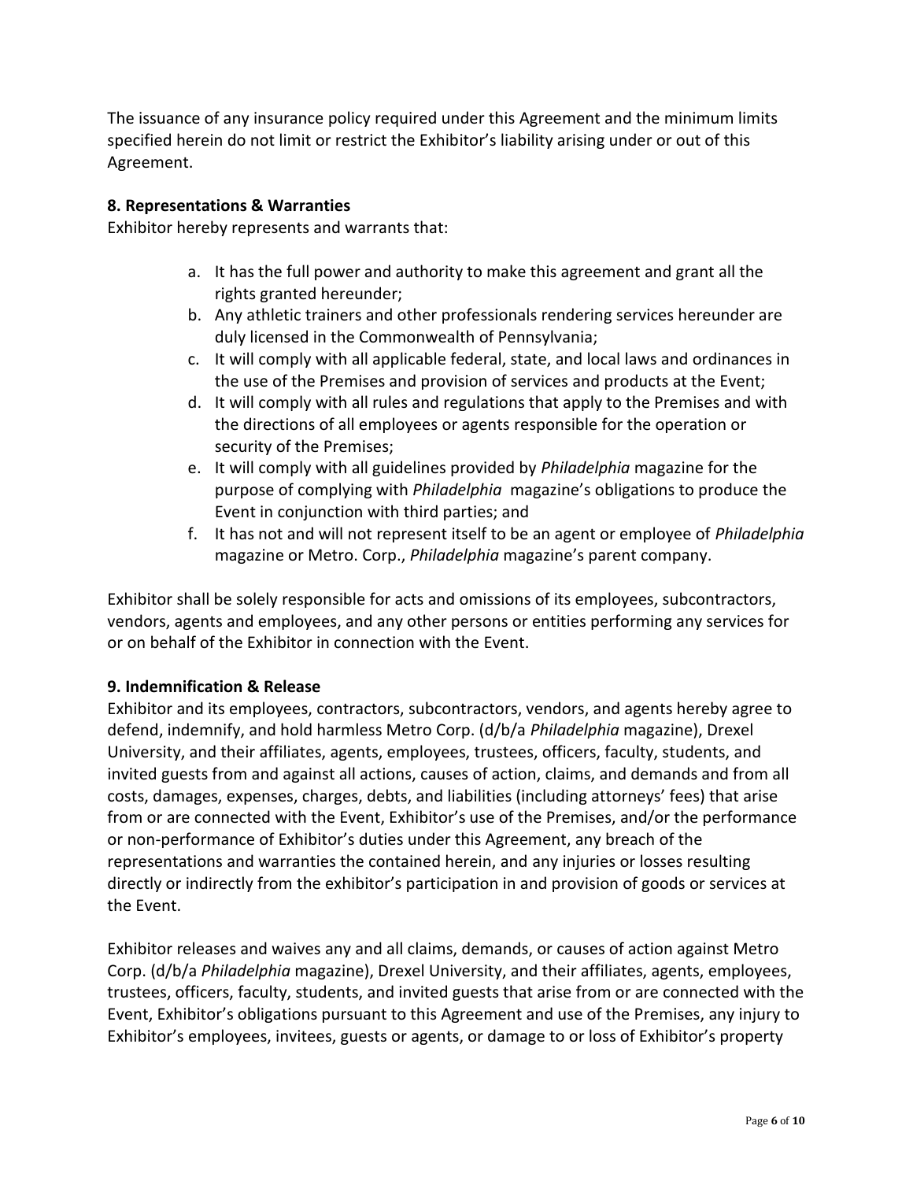The issuance of any insurance policy required under this Agreement and the minimum limits specified herein do not limit or restrict the Exhibitor's liability arising under or out of this Agreement.

**8. Representations & Warranties**

Exhibitor hereby represents and warrants that:

a. It has the full power and authority to make this agreement and grant all the rights granted hereunder;
b. Any athletic trainers and other professionals rendering services hereunder are duly licensed in the Commonwealth of Pennsylvania;
c. It will comply with all applicable federal, state, and local laws and ordinances in the use of the Premises and provision of services and products at the Event;
d. It will comply with all rules and regulations that apply to the Premises and with the directions of all employees or agents responsible for the operation or security of the Premises;
e. It will comply with all guidelines provided by *Philadelphia* magazine for the purpose of complying with *Philadelphia* magazine's obligations to produce the Event in conjunction with third parties; and
f. It has not and will not represent itself to be an agent or employee of *Philadelphia* magazine or Metro. Corp., *Philadelphia* magazine's parent company.

Exhibitor shall be solely responsible for acts and omissions of its employees, subcontractors, vendors, agents and employees, and any other persons or entities performing any services for or on behalf of the Exhibitor in connection with the Event.

**9. Indemnification & Release**

Exhibitor and its employees, contractors, subcontractors, vendors, and agents hereby agree to defend, indemnify, and hold harmless Metro Corp. (d/b/a *Philadelphia* magazine), Drexel University, and their affiliates, agents, employees, trustees, officers, faculty, students, and invited guests from and against all actions, causes of action, claims, and demands and from all costs, damages, expenses, charges, debts, and liabilities (including attorneys' fees) that arise from or are connected with the Event, Exhibitor's use of the Premises, and/or the performance or non-performance of Exhibitor's duties under this Agreement, any breach of the representations and warranties the contained herein, and any injuries or losses resulting directly or indirectly from the exhibitor's participation in and provision of goods or services at the Event.

Exhibitor releases and waives any and all claims, demands, or causes of action against Metro Corp. (d/b/a *Philadelphia* magazine), Drexel University, and their affiliates, agents, employees, trustees, officers, faculty, students, and invited guests that arise from or are connected with the Event, Exhibitor's obligations pursuant to this Agreement and use of the Premises, any injury to Exhibitor's employees, invitees, guests or agents, or damage to or loss of Exhibitor's property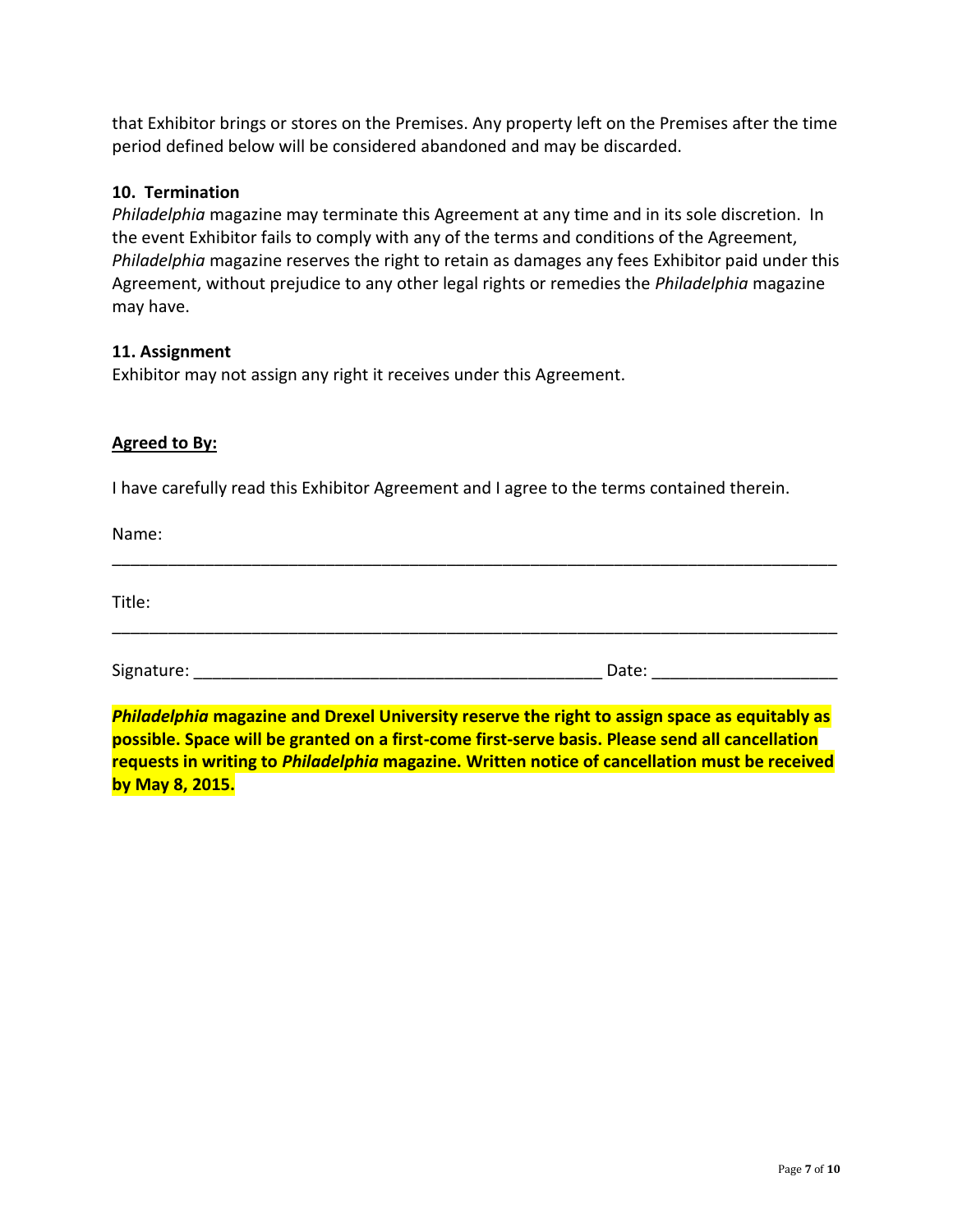that Exhibitor brings or stores on the Premises. Any property left on the Premises after the time period defined below will be considered abandoned and may be discarded.

**10. Termination**

*Philadelphia* magazine may terminate this Agreement at any time and in its sole discretion. In the event Exhibitor fails to comply with any of the terms and conditions of the Agreement, *Philadelphia* magazine reserves the right to retain as damages any fees Exhibitor paid under this Agreement, without prejudice to any other legal rights or remedies the *Philadelphia* magazine may have.

**11. Assignment**

Exhibitor may not assign any right it receives under this Agreement.

**Agreed to By:**

I have carefully read this Exhibitor Agreement and I agree to the terms contained therein.

Name:

________________________________________________________________________________

Title:

________________________________________________________________________________

Signature: ____________________________________________ Date: ____________________

***Philadelphia* magazine and Drexel University reserve the right to assign space as equitably as possible. Space will be granted on a first-come first-serve basis. Please send all cancellation requests in writing to *Philadelphia* magazine. Written notice of cancellation must be received by May 8, 2015.**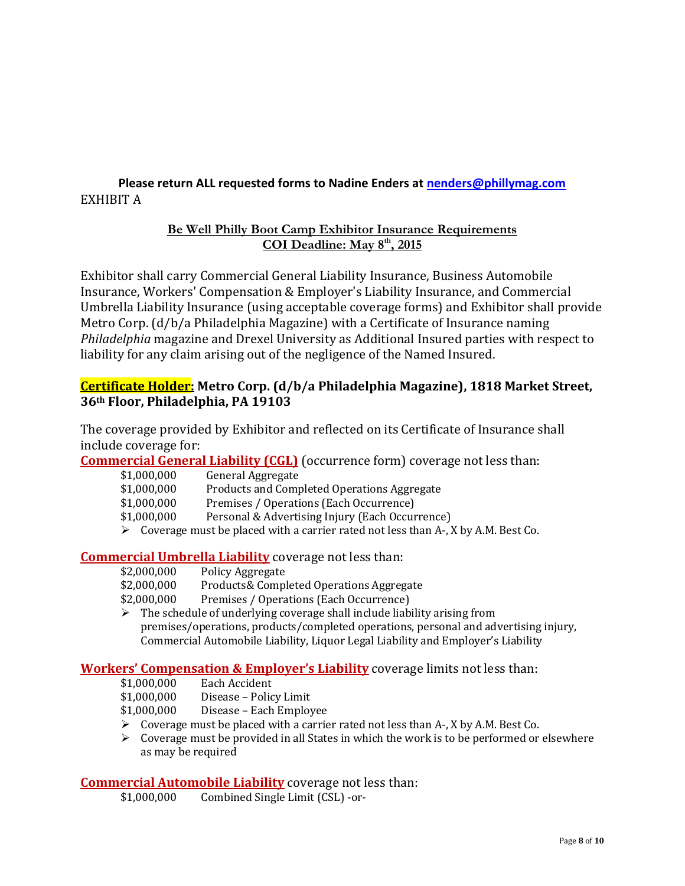**Please return ALL requested forms to Nadine Enders at nenders@phillymag.com**

EXHIBIT A

## Be Well Philly Boot Camp Exhibitor Insurance Requirements
## COI Deadline: May 8th, 2015

Exhibitor shall carry Commercial General Liability Insurance, Business Automobile Insurance, Workers' Compensation & Employer's Liability Insurance, and Commercial Umbrella Liability Insurance (using acceptable coverage forms) and Exhibitor shall provide Metro Corp. (d/b/a Philadelphia Magazine) with a Certificate of Insurance naming *Philadelphia* magazine and Drexel University as Additional Insured parties with respect to liability for any claim arising out of the negligence of the Named Insured.

**Certificate Holder: Metro Corp. (d/b/a Philadelphia Magazine), 1818 Market Street, 36th Floor, Philadelphia, PA 19103**

The coverage provided by Exhibitor and reflected on its Certificate of Insurance shall include coverage for:

**Commercial General Liability (CGL)** (occurrence form) coverage not less than:

- $1,000,000 General Aggregate
- $1,000,000 Products and Completed Operations Aggregate
- $1,000,000 Premises / Operations (Each Occurrence)
- $1,000,000 Personal & Advertising Injury (Each Occurrence)
- ➢ Coverage must be placed with a carrier rated not less than A-, X by A.M. Best Co.

**Commercial Umbrella Liability** coverage not less than:

- $2,000,000 Policy Aggregate
- $2,000,000 Products& Completed Operations Aggregate
- $2,000,000 Premises / Operations (Each Occurrence)
- ➢ The schedule of underlying coverage shall include liability arising from premises/operations, products/completed operations, personal and advertising injury, Commercial Automobile Liability, Liquor Legal Liability and Employer's Liability

**Workers' Compensation & Employer's Liability** coverage limits not less than:

- $1,000,000 Each Accident
- $1,000,000 Disease – Policy Limit
- $1,000,000 Disease – Each Employee
- ➢ Coverage must be placed with a carrier rated not less than A-, X by A.M. Best Co.
- ➢ Coverage must be provided in all States in which the work is to be performed or elsewhere as may be required

**Commercial Automobile Liability** coverage not less than:

- $1,000,000 Combined Single Limit (CSL) -or-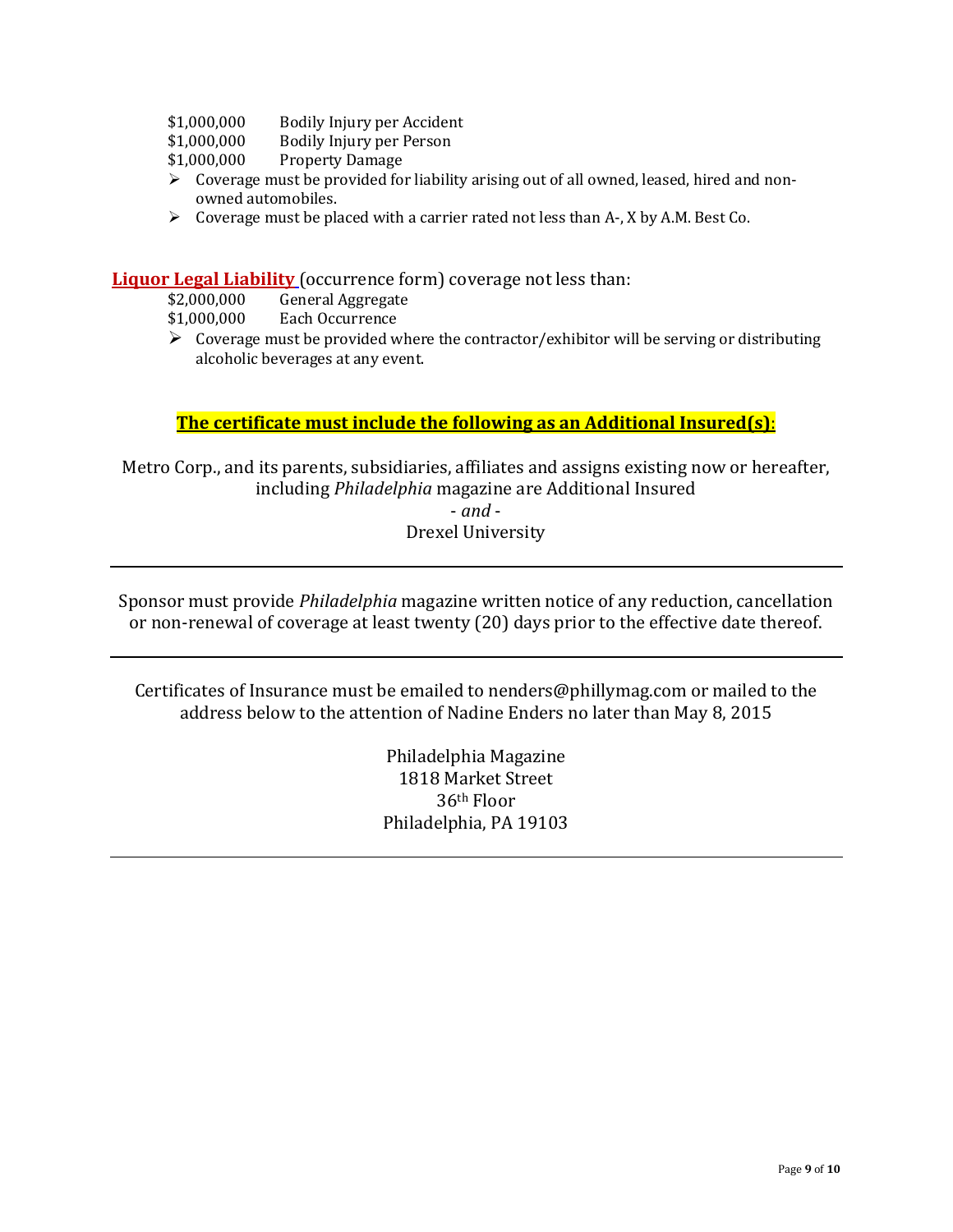| | |
|---|---|
| $1,000,000 | Bodily Injury per Accident |
| $1,000,000 | Bodily Injury per Person |
| $1,000,000 | Property Damage |

- Coverage must be provided for liability arising out of all owned, leased, hired and non-owned automobiles.
- Coverage must be placed with a carrier rated not less than A-, X by A.M. Best Co.

**Liquor Legal Liability** (occurrence form) coverage not less than:

| | |
|---|---|
| $2,000,000 | General Aggregate |
| $1,000,000 | Each Occurrence |

- Coverage must be provided where the contractor/exhibitor will be serving or distributing alcoholic beverages at any event.

**The certificate must include the following as an Additional Insured(s)**:

Metro Corp., and its parents, subsidiaries, affiliates and assigns existing now or hereafter, including *Philadelphia* magazine are Additional Insured

\- *and* -

Drexel University

---

Sponsor must provide *Philadelphia* magazine written notice of any reduction, cancellation or non-renewal of coverage at least twenty (20) days prior to the effective date thereof.

---

Certificates of Insurance must be emailed to nenders@phillymag.com or mailed to the address below to the attention of Nadine Enders no later than May 8, 2015

Philadelphia Magazine
1818 Market Street
36th Floor
Philadelphia, PA 19103

---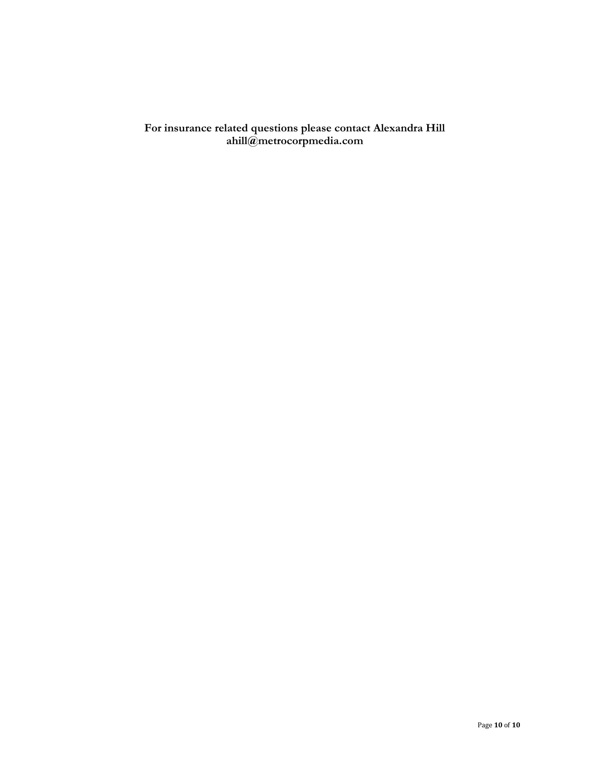**For insurance related questions please contact Alexandra Hill**
**ahill@metrocorpmedia.com**